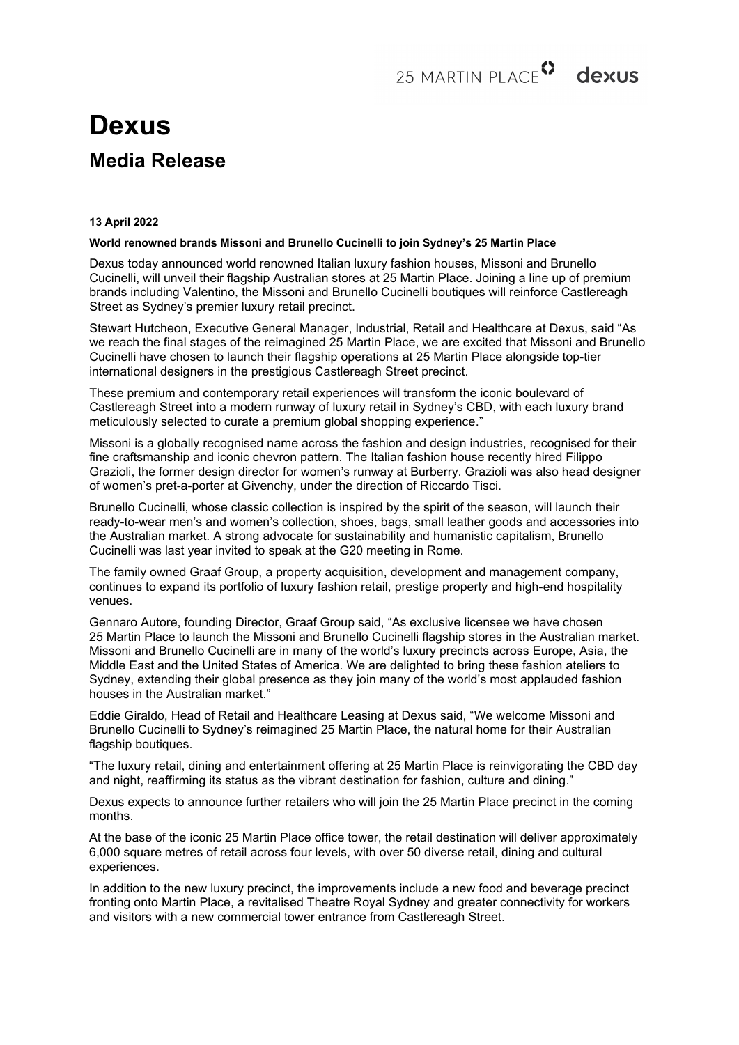# Dexus

## Media Release

**13 April 2022**

**World renowned brands Missoni and Brunello Cucinelli to join Sydney's 25 Martin Place**

Dexus today announced world renowned Italian luxury fashion houses, Missoni and Brunello Cucinelli, will unveil their flagship Australian stores at 25 Martin Place. Joining a line up of premium brands including Valentino, the Missoni and Brunello Cucinelli boutiques will reinforce Castlereagh Street as Sydney's premier luxury retail precinct.

Stewart Hutcheon, Executive General Manager, Industrial, Retail and Healthcare at Dexus, said "As we reach the final stages of the reimagined 25 Martin Place, we are excited that Missoni and Brunello Cucinelli have chosen to launch their flagship operations at 25 Martin Place alongside top-tier international designers in the prestigious Castlereagh Street precinct.

These premium and contemporary retail experiences will transform the iconic boulevard of Castlereagh Street into a modern runway of luxury retail in Sydney's CBD, with each luxury brand meticulously selected to curate a premium global shopping experience."

Missoni is a globally recognised name across the fashion and design industries, recognised for their fine craftsmanship and iconic chevron pattern. The Italian fashion house recently hired Filippo Grazioli, the former design director for women's runway at Burberry. Grazioli was also head designer of women's pret-a-porter at Givenchy, under the direction of Riccardo Tisci.

Brunello Cucinelli, whose classic collection is inspired by the spirit of the season, will launch their ready-to-wear men's and women's collection, shoes, bags, small leather goods and accessories into the Australian market. A strong advocate for sustainability and humanistic capitalism, Brunello Cucinelli was last year invited to speak at the G20 meeting in Rome.

The family owned Graaf Group, a property acquisition, development and management company, continues to expand its portfolio of luxury fashion retail, prestige property and high-end hospitality venues.

Gennaro Autore, founding Director, Graaf Group said, "As exclusive licensee we have chosen 25 Martin Place to launch the Missoni and Brunello Cucinelli flagship stores in the Australian market. Missoni and Brunello Cucinelli are in many of the world's luxury precincts across Europe, Asia, the Middle East and the United States of America. We are delighted to bring these fashion ateliers to Sydney, extending their global presence as they join many of the world's most applauded fashion houses in the Australian market."

Eddie Giraldo, Head of Retail and Healthcare Leasing at Dexus said, "We welcome Missoni and Brunello Cucinelli to Sydney's reimagined 25 Martin Place, the natural home for their Australian flagship boutiques.

"The luxury retail, dining and entertainment offering at 25 Martin Place is reinvigorating the CBD day and night, reaffirming its status as the vibrant destination for fashion, culture and dining."

Dexus expects to announce further retailers who will join the 25 Martin Place precinct in the coming months.

At the base of the iconic 25 Martin Place office tower, the retail destination will deliver approximately 6,000 square metres of retail across four levels, with over 50 diverse retail, dining and cultural experiences.

In addition to the new luxury precinct, the improvements include a new food and beverage precinct fronting onto Martin Place, a revitalised Theatre Royal Sydney and greater connectivity for workers and visitors with a new commercial tower entrance from Castlereagh Street.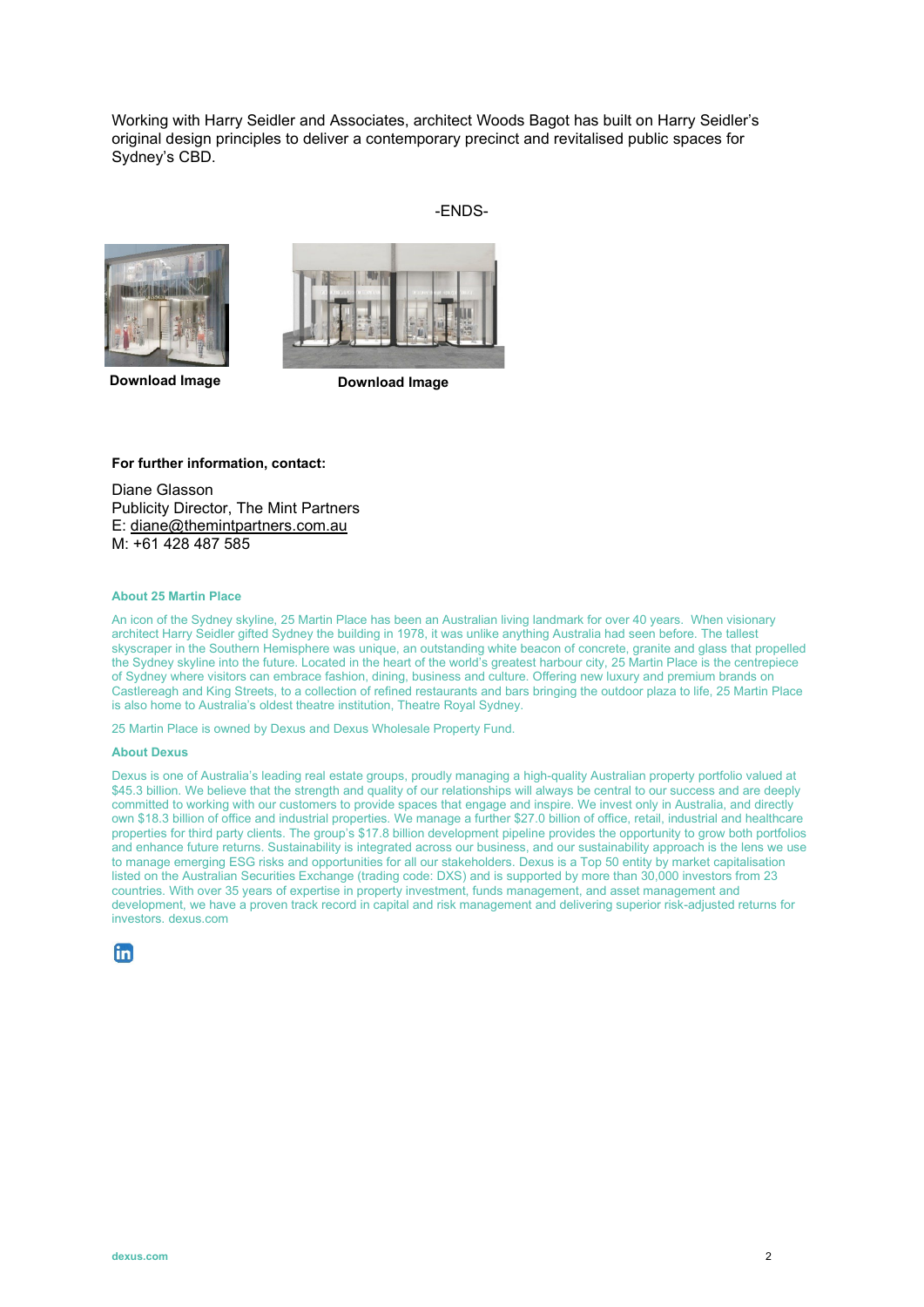Working with Harry Seidler and Associates, architect Woods Bagot has built on Harry Seidler's original design principles to deliver a contemporary precinct and revitalised public spaces for Sydney's CBD.

-ENDS-

**Download Image**

**Download Image**

**For further information, contact:**

Diane Glasson
Publicity Director, The Mint Partners
E: diane@themintpartners.com.au
M: +61 428 487 585

### About 25 Martin Place

An icon of the Sydney skyline, 25 Martin Place has been an Australian living landmark for over 40 years. When visionary architect Harry Seidler gifted Sydney the building in 1978, it was unlike anything Australia had seen before. The tallest skyscraper in the Southern Hemisphere was unique, an outstanding white beacon of concrete, granite and glass that propelled the Sydney skyline into the future. Located in the heart of the world's greatest harbour city, 25 Martin Place is the centrepiece of Sydney where visitors can embrace fashion, dining, business and culture. Offering new luxury and premium brands on Castlereagh and King Streets, to a collection of refined restaurants and bars bringing the outdoor plaza to life, 25 Martin Place is also home to Australia's oldest theatre institution, Theatre Royal Sydney.

25 Martin Place is owned by Dexus and Dexus Wholesale Property Fund.

### About Dexus

Dexus is one of Australia's leading real estate groups, proudly managing a high-quality Australian property portfolio valued at $45.3 billion. We believe that the strength and quality of our relationships will always be central to our success and are deeply committed to working with our customers to provide spaces that engage and inspire. We invest only in Australia, and directly own $18.3 billion of office and industrial properties. We manage a further $27.0 billion of office, retail, industrial and healthcare properties for third party clients. The group's $17.8 billion development pipeline provides the opportunity to grow both portfolios and enhance future returns. Sustainability is integrated across our business, and our sustainability approach is the lens we use to manage emerging ESG risks and opportunities for all our stakeholders. Dexus is a Top 50 entity by market capitalisation listed on the Australian Securities Exchange (trading code: DXS) and is supported by more than 30,000 investors from 23 countries. With over 35 years of expertise in property investment, funds management, and asset management and development, we have a proven track record in capital and risk management and delivering superior risk-adjusted returns for investors. dexus.com